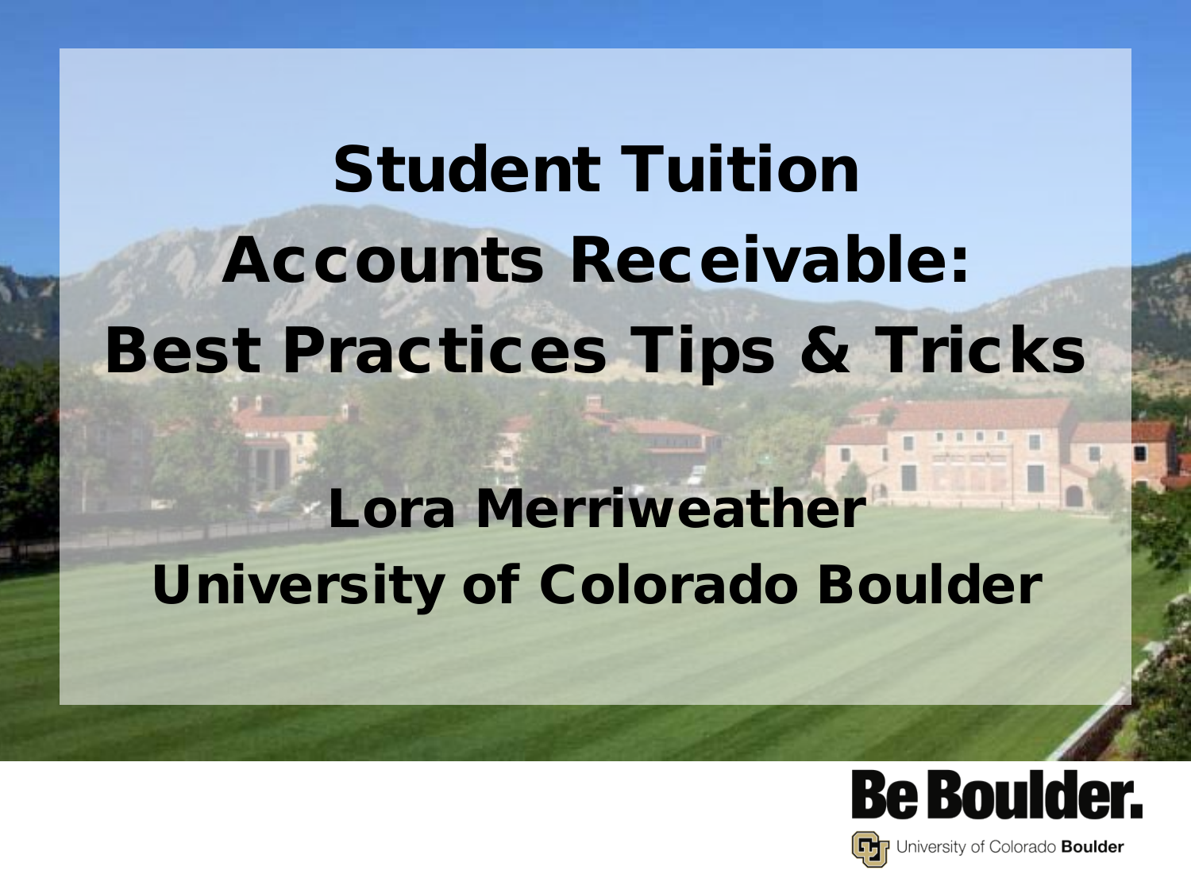# Student Tuition Accounts Receivable: Best Practices Tips & Tricks

## Lora Merriweather
## University of Colorado Boulder

**Be Boulder.**

University of Colorado **Boulder**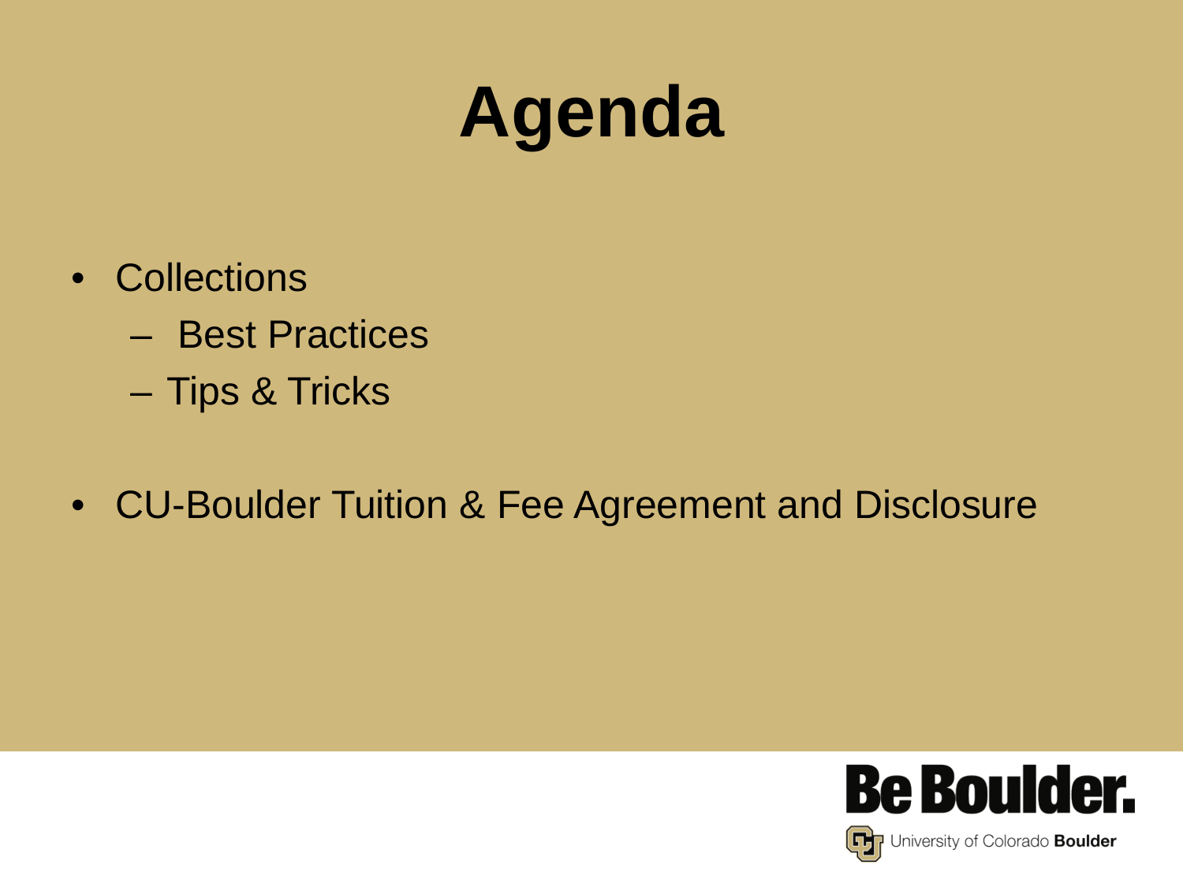# Agenda

- Collections
  - Best Practices
  - Tips & Tricks

- CU-Boulder Tuition & Fee Agreement and Disclosure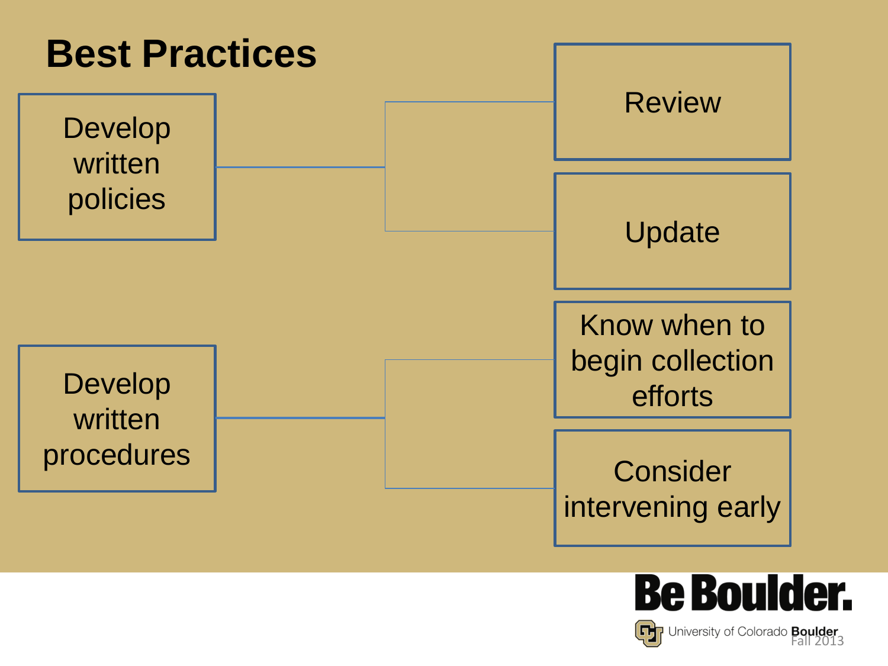# Best Practices

- Develop written policies
  - Review
  - Update
- Develop written procedures
  - Know when to begin collection efforts
  - Consider intervening early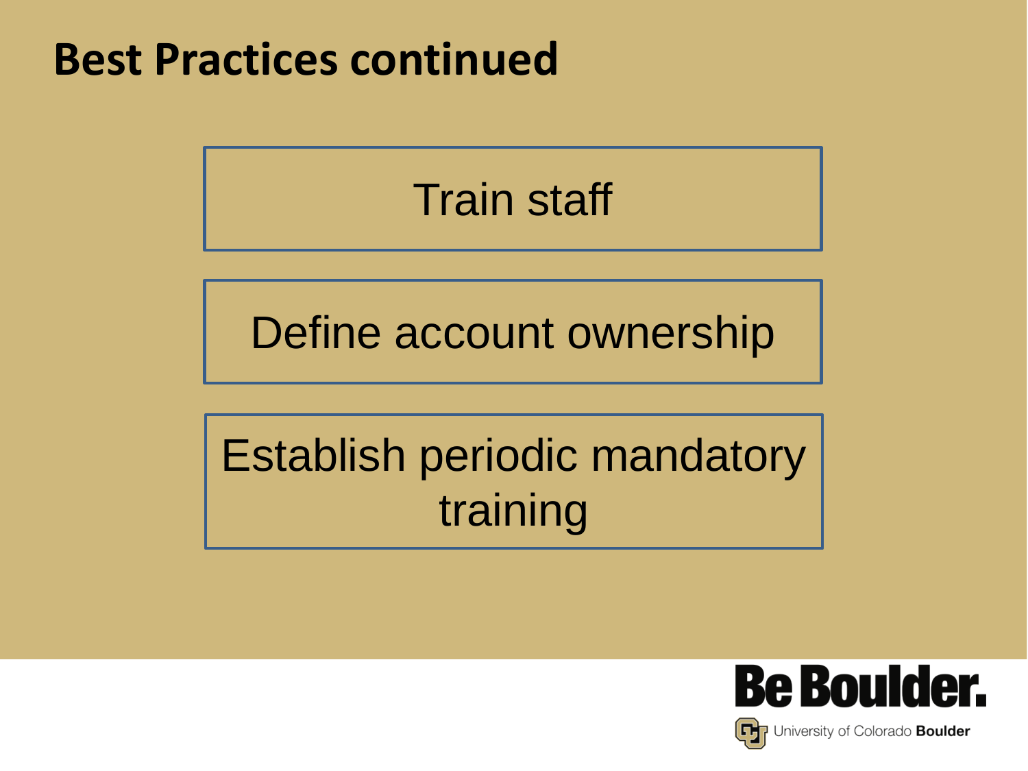# Best Practices continued

- Train staff
- Define account ownership
- Establish periodic mandatory training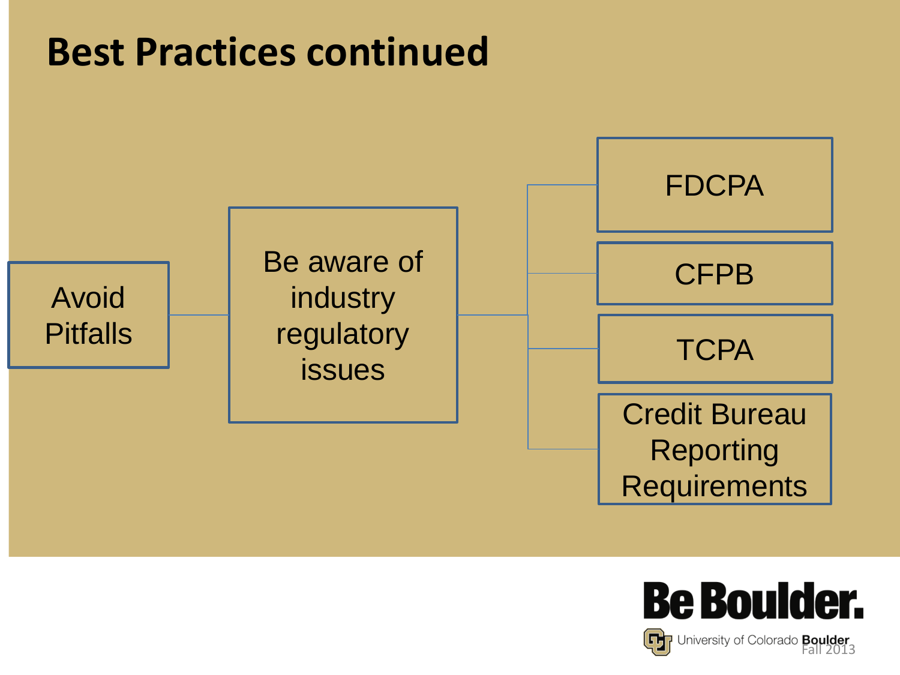# Best Practices continued

- Avoid Pitfalls
  - Be aware of industry regulatory issues
    - FDCPA
    - CFPB
    - TCPA
    - Credit Bureau Reporting Requirements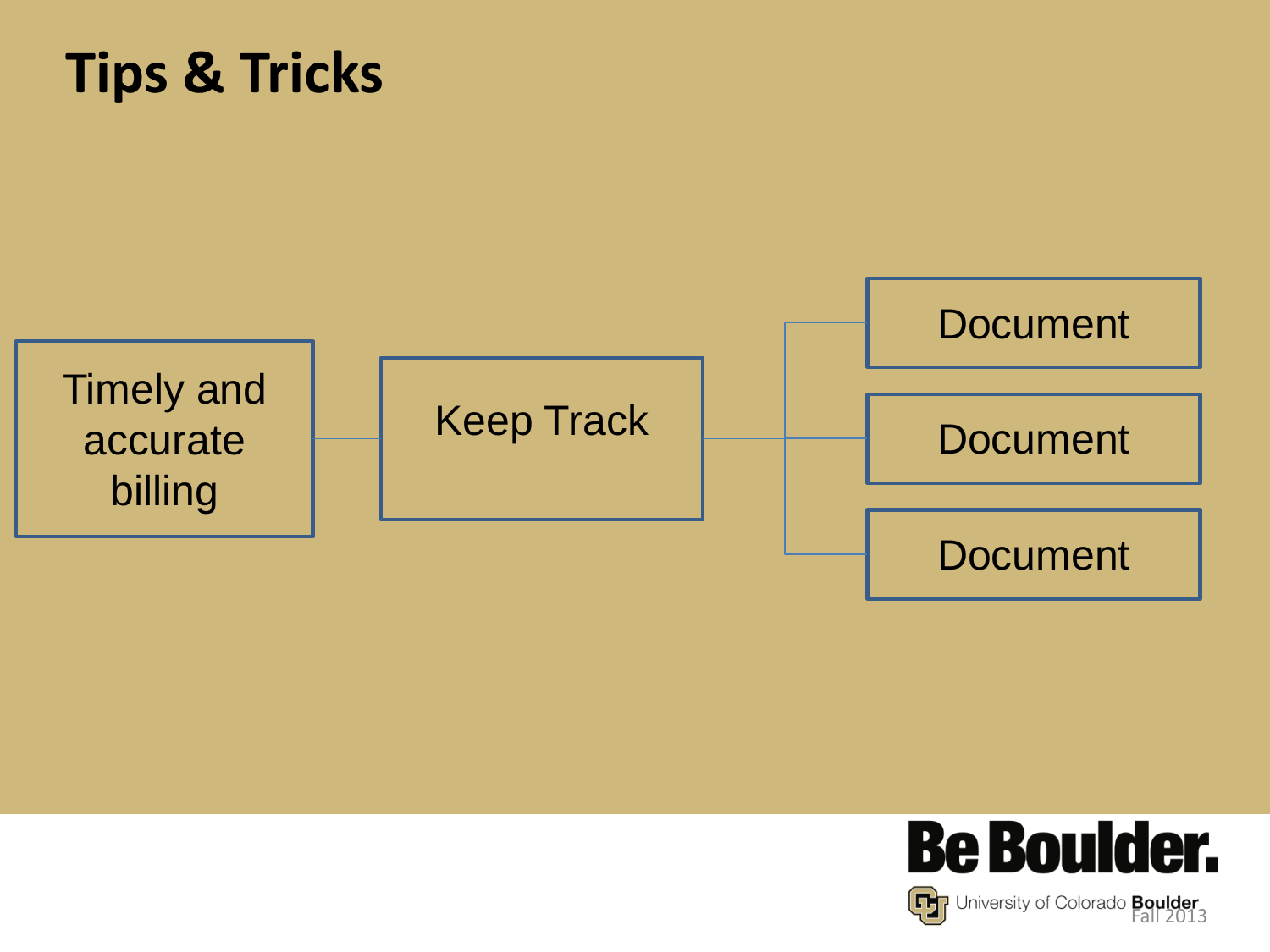# Tips & Tricks

- Timely and accurate billing
  - Keep Track
    - Document
    - Document
    - Document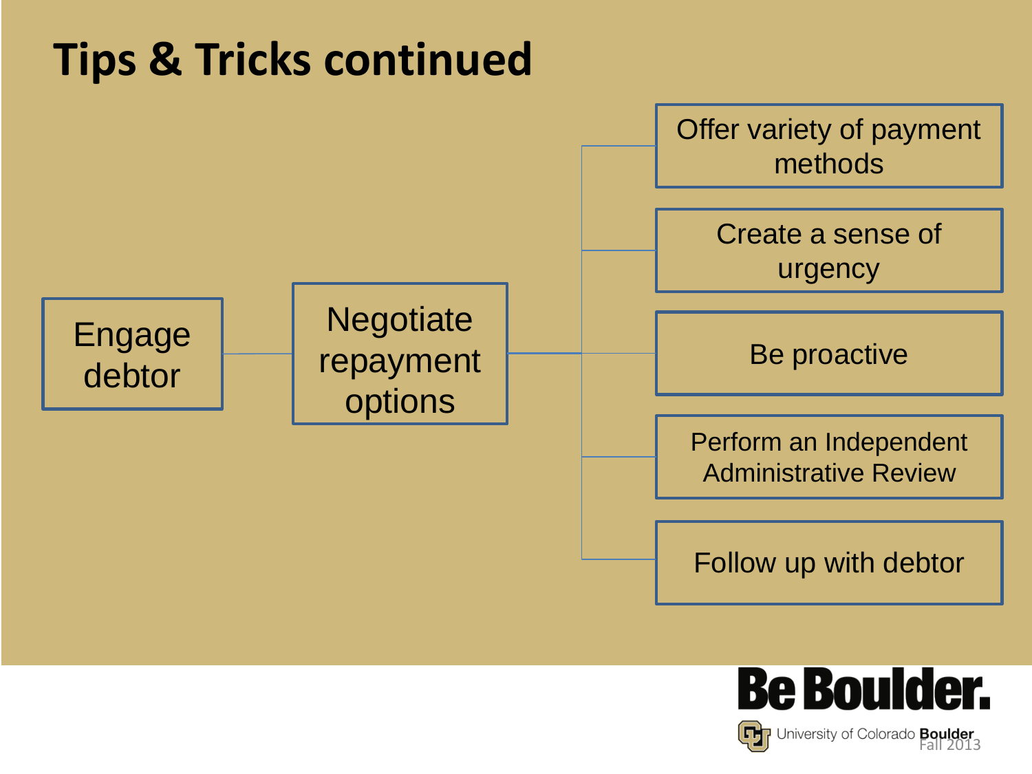# Tips & Tricks continued

- Engage debtor
- Negotiate repayment options
  - Offer variety of payment methods
  - Create a sense of urgency
  - Be proactive
  - Perform an Independent Administrative Review
  - Follow up with debtor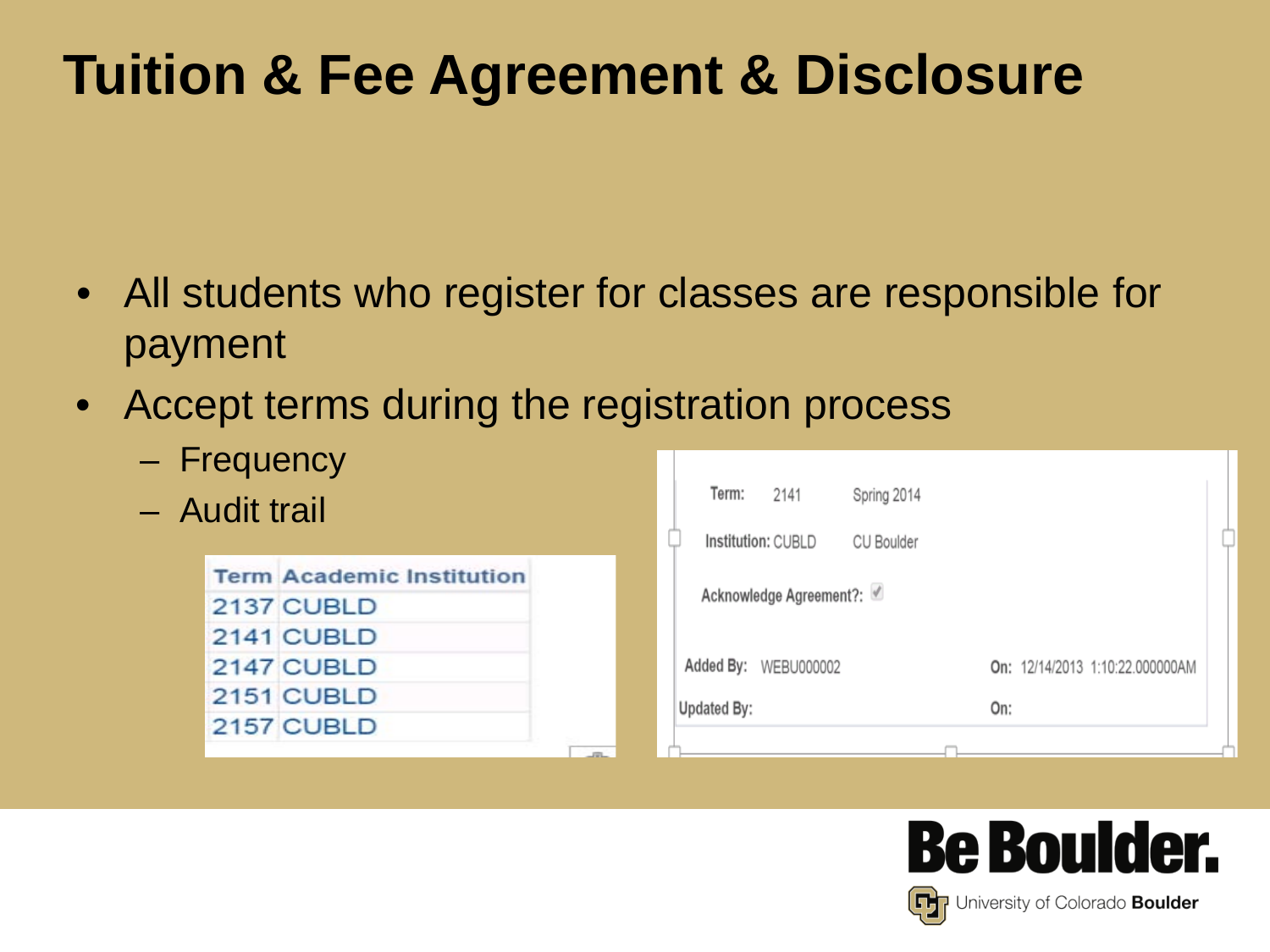# Tuition & Fee Agreement & Disclosure

- All students who register for classes are responsible for payment
- Accept terms during the registration process
  - Frequency
  - Audit trail

| Term | Academic Institution |
| --- | --- |
| 2137 | CUBLD |
| 2141 | CUBLD |
| 2147 | CUBLD |
| 2151 | CUBLD |
| 2157 | CUBLD |

Term: 2141 Spring 2014

Institution: CUBLD CU Boulder

Acknowledge Agreement?: ✓

Added By: WEBU000002 On: 12/14/2013 1:10:22.000000AM

Updated By: On: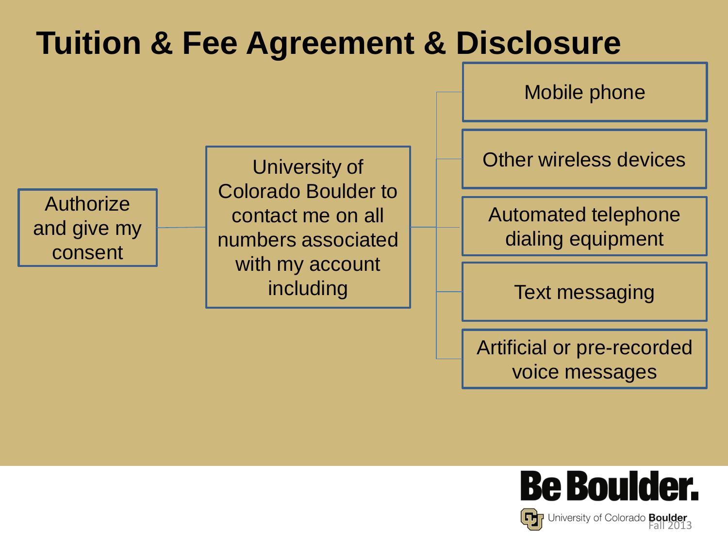# Tuition & Fee Agreement & Disclosure

- Authorize and give my consent
  - University of Colorado Boulder to contact me on all numbers associated with my account including
    - Mobile phone
    - Other wireless devices
    - Automated telephone dialing equipment
    - Text messaging
    - Artificial or pre-recorded voice messages

Be Boulder.

University of Colorado **Boulder**

Fall 2013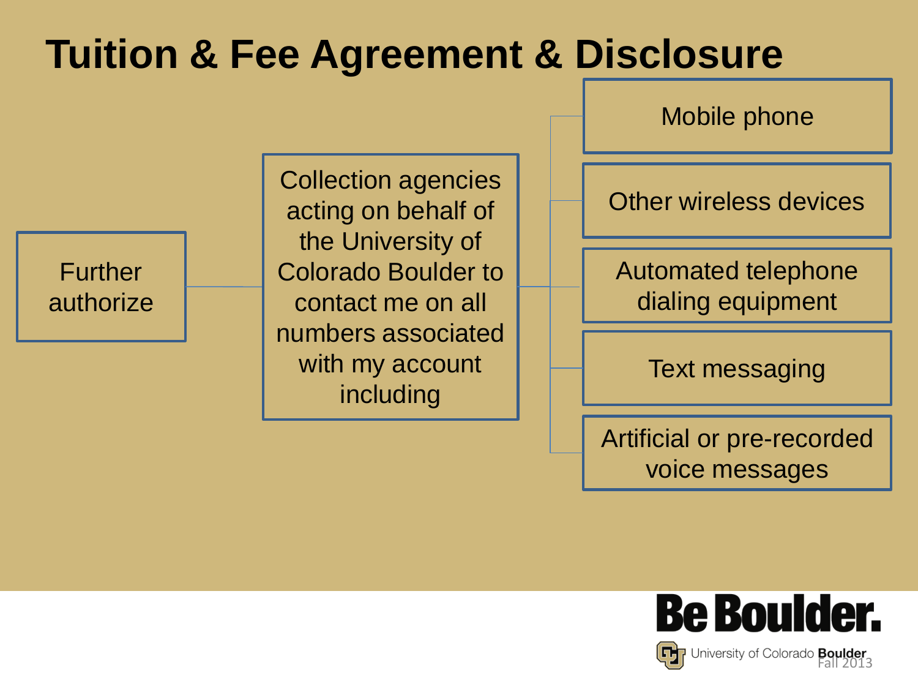# Tuition & Fee Agreement & Disclosure

Further authorize

Collection agencies acting on behalf of the University of Colorado Boulder to contact me on all numbers associated with my account including

- Mobile phone
- Other wireless devices
- Automated telephone dialing equipment
- Text messaging
- Artificial or pre-recorded voice messages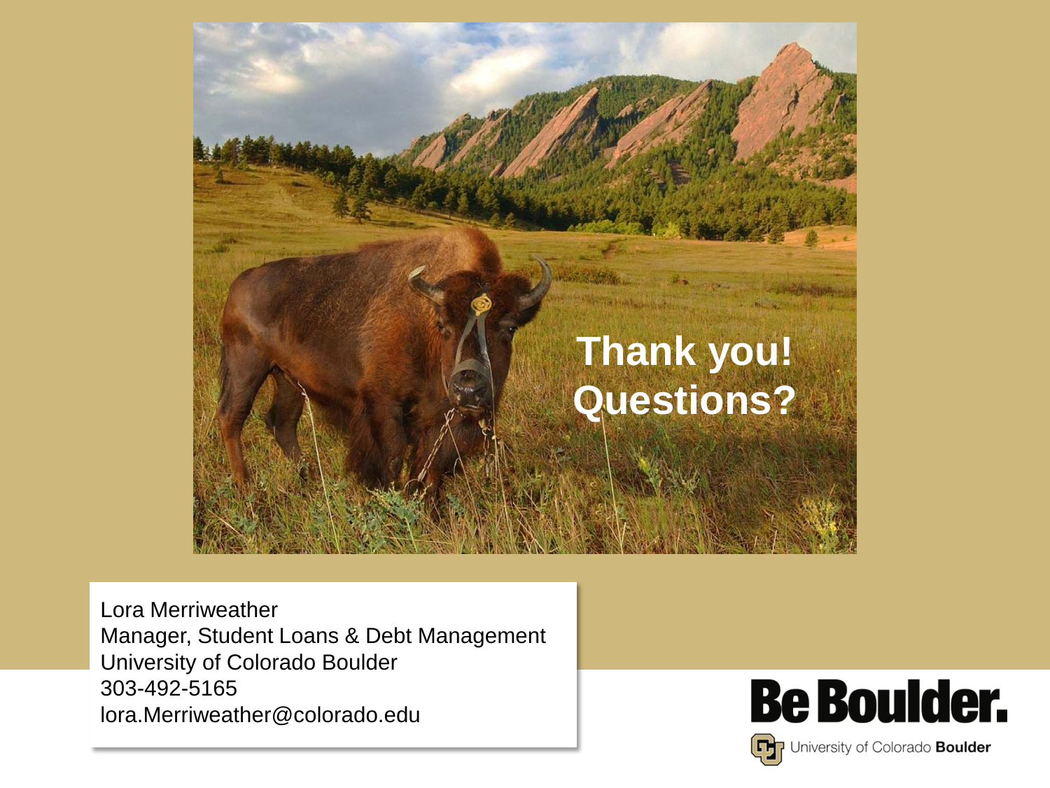**Thank you!**
**Questions?**

Lora Merriweather
Manager, Student Loans & Debt Management
University of Colorado Boulder
303-492-5165
lora.Merriweather@colorado.edu

**Be Boulder.**

University of Colorado **Boulder**